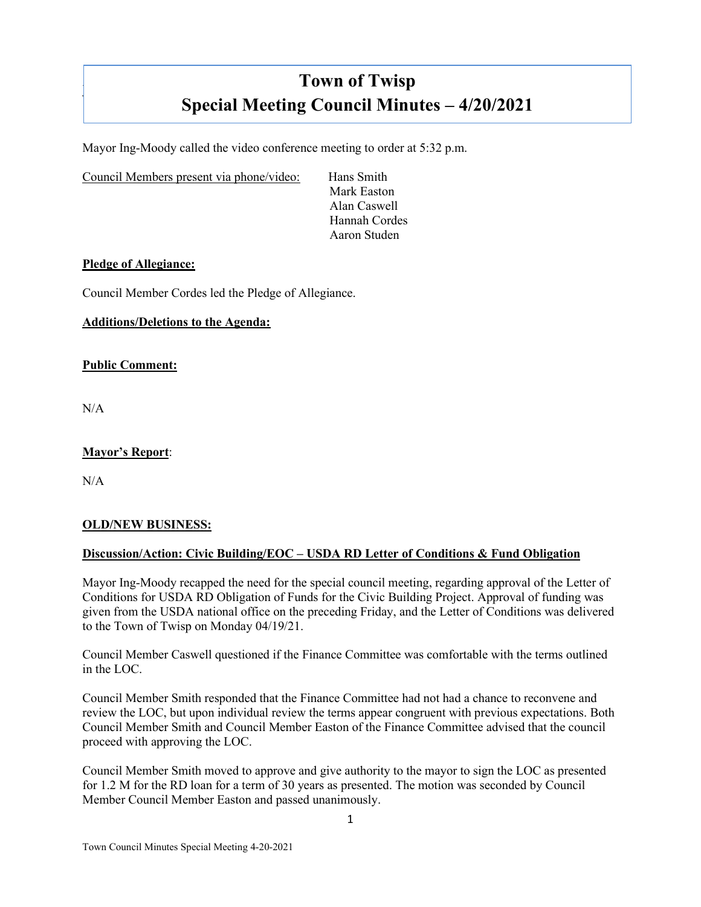# Town of Twisp
# Special Meeting Council Minutes – 4/20/2021

Mayor Ing-Moody called the video conference meeting to order at 5:32 p.m.

Council Members present via phone/video: Hans Smith
Mark Easton
Alan Caswell
Hannah Cordes
Aaron Studen

**Pledge of Allegiance:**

Council Member Cordes led the Pledge of Allegiance.

**Additions/Deletions to the Agenda:**

**Public Comment:**

N/A

**Mayor's Report**:

N/A

**OLD/NEW BUSINESS:**

**Discussion/Action: Civic Building/EOC – USDA RD Letter of Conditions & Fund Obligation**

Mayor Ing-Moody recapped the need for the special council meeting, regarding approval of the Letter of Conditions for USDA RD Obligation of Funds for the Civic Building Project. Approval of funding was given from the USDA national office on the preceding Friday, and the Letter of Conditions was delivered to the Town of Twisp on Monday 04/19/21.

Council Member Caswell questioned if the Finance Committee was comfortable with the terms outlined in the LOC.

Council Member Smith responded that the Finance Committee had not had a chance to reconvene and review the LOC, but upon individual review the terms appear congruent with previous expectations. Both Council Member Smith and Council Member Easton of the Finance Committee advised that the council proceed with approving the LOC.

Council Member Smith moved to approve and give authority to the mayor to sign the LOC as presented for 1.2 M for the RD loan for a term of 30 years as presented. The motion was seconded by Council Member Council Member Easton and passed unanimously.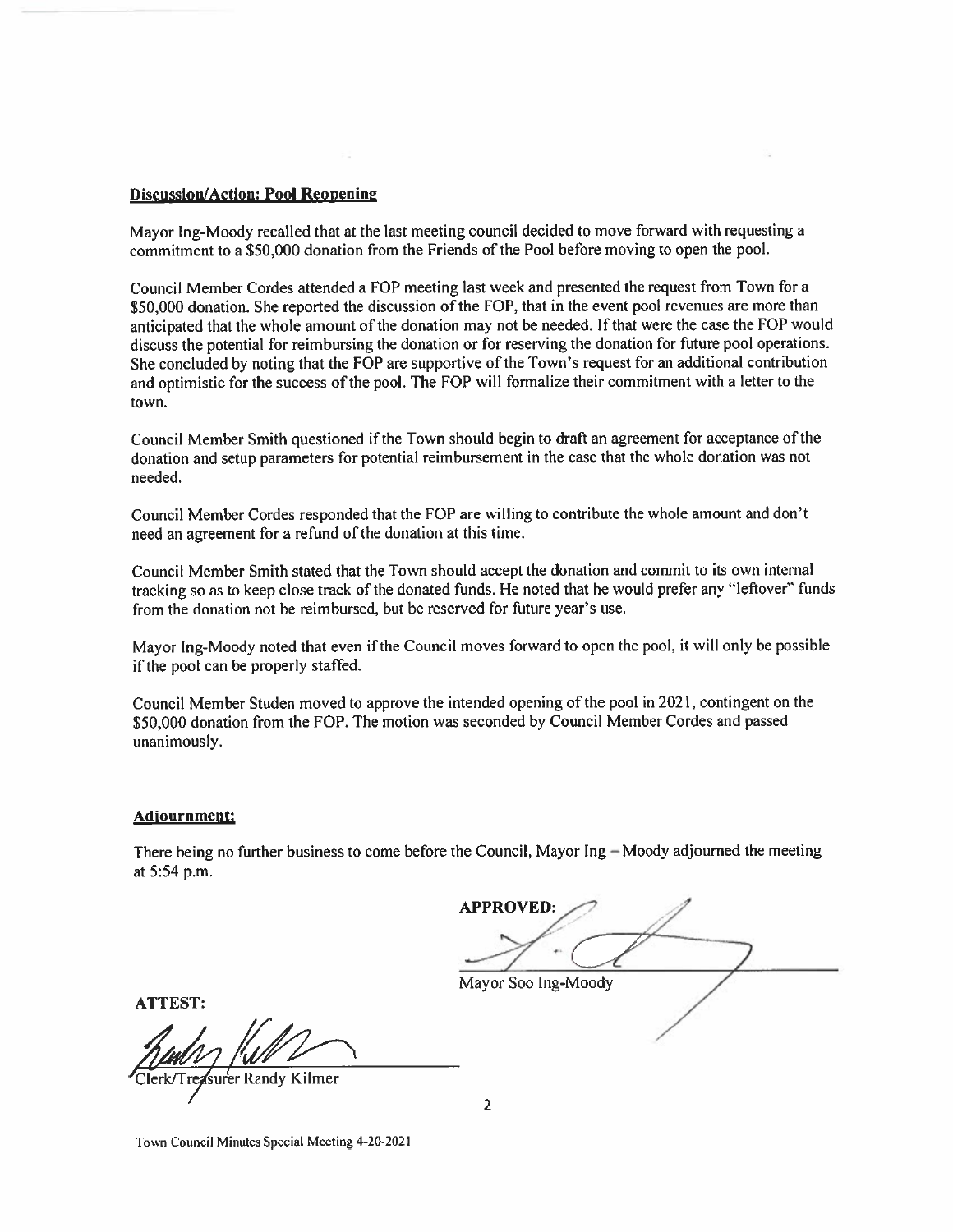**Discussion/Action: Pool Reopening**

Mayor Ing-Moody recalled that at the last meeting council decided to move forward with requesting a commitment to a $50,000 donation from the Friends of the Pool before moving to open the pool.

Council Member Cordes attended a FOP meeting last week and presented the request from Town for a $50,000 donation. She reported the discussion of the FOP, that in the event pool revenues are more than anticipated that the whole amount of the donation may not be needed. If that were the case the FOP would discuss the potential for reimbursing the donation or for reserving the donation for future pool operations. She concluded by noting that the FOP are supportive of the Town's request for an additional contribution and optimistic for the success of the pool. The FOP will formalize their commitment with a letter to the town.

Council Member Smith questioned if the Town should begin to draft an agreement for acceptance of the donation and setup parameters for potential reimbursement in the case that the whole donation was not needed.

Council Member Cordes responded that the FOP are willing to contribute the whole amount and don't need an agreement for a refund of the donation at this time.

Council Member Smith stated that the Town should accept the donation and commit to its own internal tracking so as to keep close track of the donated funds. He noted that he would prefer any "leftover" funds from the donation not be reimbursed, but be reserved for future year's use.

Mayor Ing-Moody noted that even if the Council moves forward to open the pool, it will only be possible if the pool can be properly staffed.

Council Member Studen moved to approve the intended opening of the pool in 2021, contingent on the $50,000 donation from the FOP. The motion was seconded by Council Member Cordes and passed unanimously.

**Adjournment:**

There being no further business to come before the Council, Mayor Ing – Moody adjourned the meeting at 5:54 p.m.

**APPROVED:**

Mayor Soo Ing-Moody

**ATTEST:**

Clerk/Treasurer Randy Kilmer

Town Council Minutes Special Meeting 4-20-2021